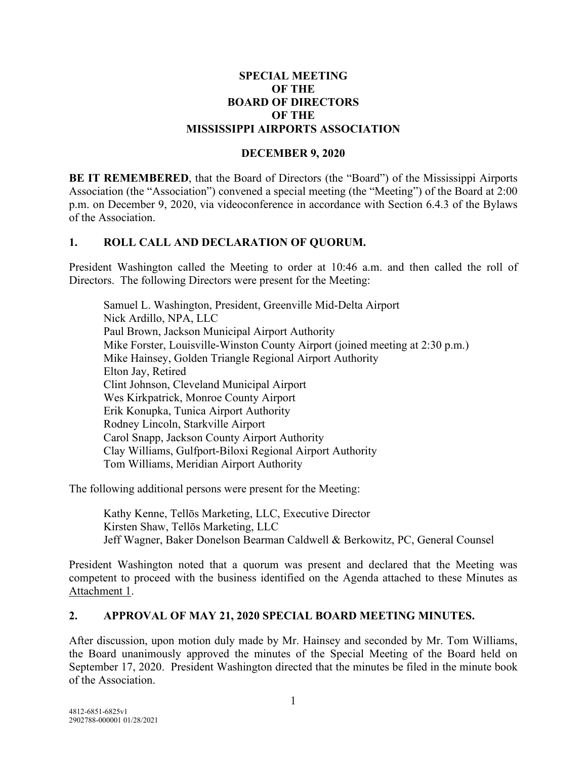**SPECIAL MEETING**
**OF THE**
**BOARD OF DIRECTORS**
**OF THE**
**MISSISSIPPI AIRPORTS ASSOCIATION**

**DECEMBER 9, 2020**

**BE IT REMEMBERED**, that the Board of Directors (the "Board") of the Mississippi Airports Association (the "Association") convened a special meeting (the "Meeting") of the Board at 2:00 p.m. on December 9, 2020, via videoconference in accordance with Section 6.4.3 of the Bylaws of the Association.

## 1. ROLL CALL AND DECLARATION OF QUORUM.

President Washington called the Meeting to order at 10:46 a.m. and then called the roll of Directors. The following Directors were present for the Meeting:

Samuel L. Washington, President, Greenville Mid-Delta Airport
Nick Ardillo, NPA, LLC
Paul Brown, Jackson Municipal Airport Authority
Mike Forster, Louisville-Winston County Airport (joined meeting at 2:30 p.m.)
Mike Hainsey, Golden Triangle Regional Airport Authority
Elton Jay, Retired
Clint Johnson, Cleveland Municipal Airport
Wes Kirkpatrick, Monroe County Airport
Erik Konupka, Tunica Airport Authority
Rodney Lincoln, Starkville Airport
Carol Snapp, Jackson County Airport Authority
Clay Williams, Gulfport-Biloxi Regional Airport Authority
Tom Williams, Meridian Airport Authority

The following additional persons were present for the Meeting:

Kathy Kenne, Tellōs Marketing, LLC, Executive Director
Kirsten Shaw, Tellōs Marketing, LLC
Jeff Wagner, Baker Donelson Bearman Caldwell & Berkowitz, PC, General Counsel

President Washington noted that a quorum was present and declared that the Meeting was competent to proceed with the business identified on the Agenda attached to these Minutes as Attachment 1.

## 2. APPROVAL OF MAY 21, 2020 SPECIAL BOARD MEETING MINUTES.

After discussion, upon motion duly made by Mr. Hainsey and seconded by Mr. Tom Williams, the Board unanimously approved the minutes of the Special Meeting of the Board held on September 17, 2020. President Washington directed that the minutes be filed in the minute book of the Association.

4812-6851-6825v1
2902788-000001 01/28/2021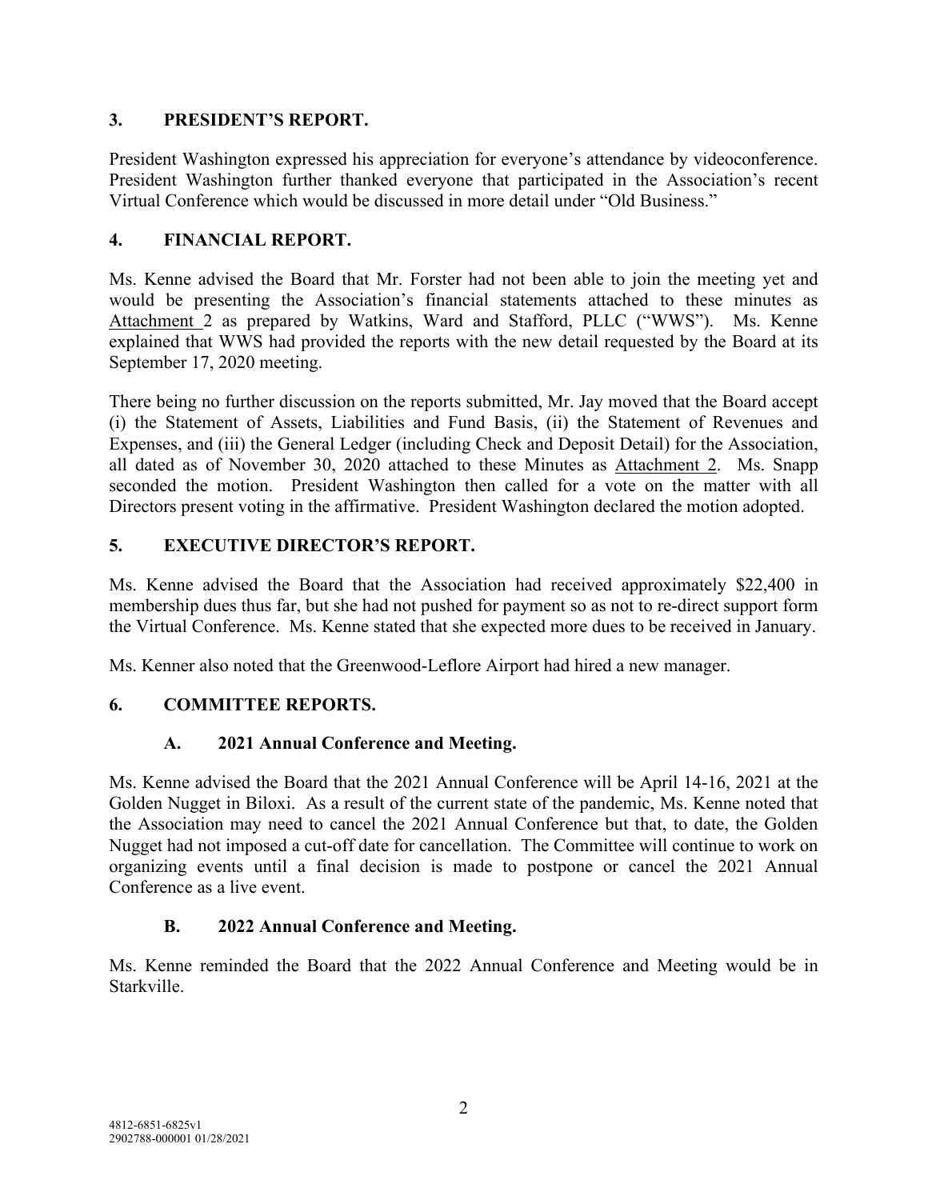## 3. PRESIDENT'S REPORT.

President Washington expressed his appreciation for everyone's attendance by videoconference. President Washington further thanked everyone that participated in the Association's recent Virtual Conference which would be discussed in more detail under "Old Business."

## 4. FINANCIAL REPORT.

Ms. Kenne advised the Board that Mr. Forster had not been able to join the meeting yet and would be presenting the Association's financial statements attached to these minutes as Attachment 2 as prepared by Watkins, Ward and Stafford, PLLC ("WWS"). Ms. Kenne explained that WWS had provided the reports with the new detail requested by the Board at its September 17, 2020 meeting.

There being no further discussion on the reports submitted, Mr. Jay moved that the Board accept (i) the Statement of Assets, Liabilities and Fund Basis, (ii) the Statement of Revenues and Expenses, and (iii) the General Ledger (including Check and Deposit Detail) for the Association, all dated as of November 30, 2020 attached to these Minutes as Attachment 2. Ms. Snapp seconded the motion. President Washington then called for a vote on the matter with all Directors present voting in the affirmative. President Washington declared the motion adopted.

## 5. EXECUTIVE DIRECTOR'S REPORT.

Ms. Kenne advised the Board that the Association had received approximately $22,400 in membership dues thus far, but she had not pushed for payment so as not to re-direct support form the Virtual Conference. Ms. Kenne stated that she expected more dues to be received in January.

Ms. Kenner also noted that the Greenwood-Leflore Airport had hired a new manager.

## 6. COMMITTEE REPORTS.

### A. 2021 Annual Conference and Meeting.

Ms. Kenne advised the Board that the 2021 Annual Conference will be April 14-16, 2021 at the Golden Nugget in Biloxi. As a result of the current state of the pandemic, Ms. Kenne noted that the Association may need to cancel the 2021 Annual Conference but that, to date, the Golden Nugget had not imposed a cut-off date for cancellation. The Committee will continue to work on organizing events until a final decision is made to postpone or cancel the 2021 Annual Conference as a live event.

### B. 2022 Annual Conference and Meeting.

Ms. Kenne reminded the Board that the 2022 Annual Conference and Meeting would be in Starkville.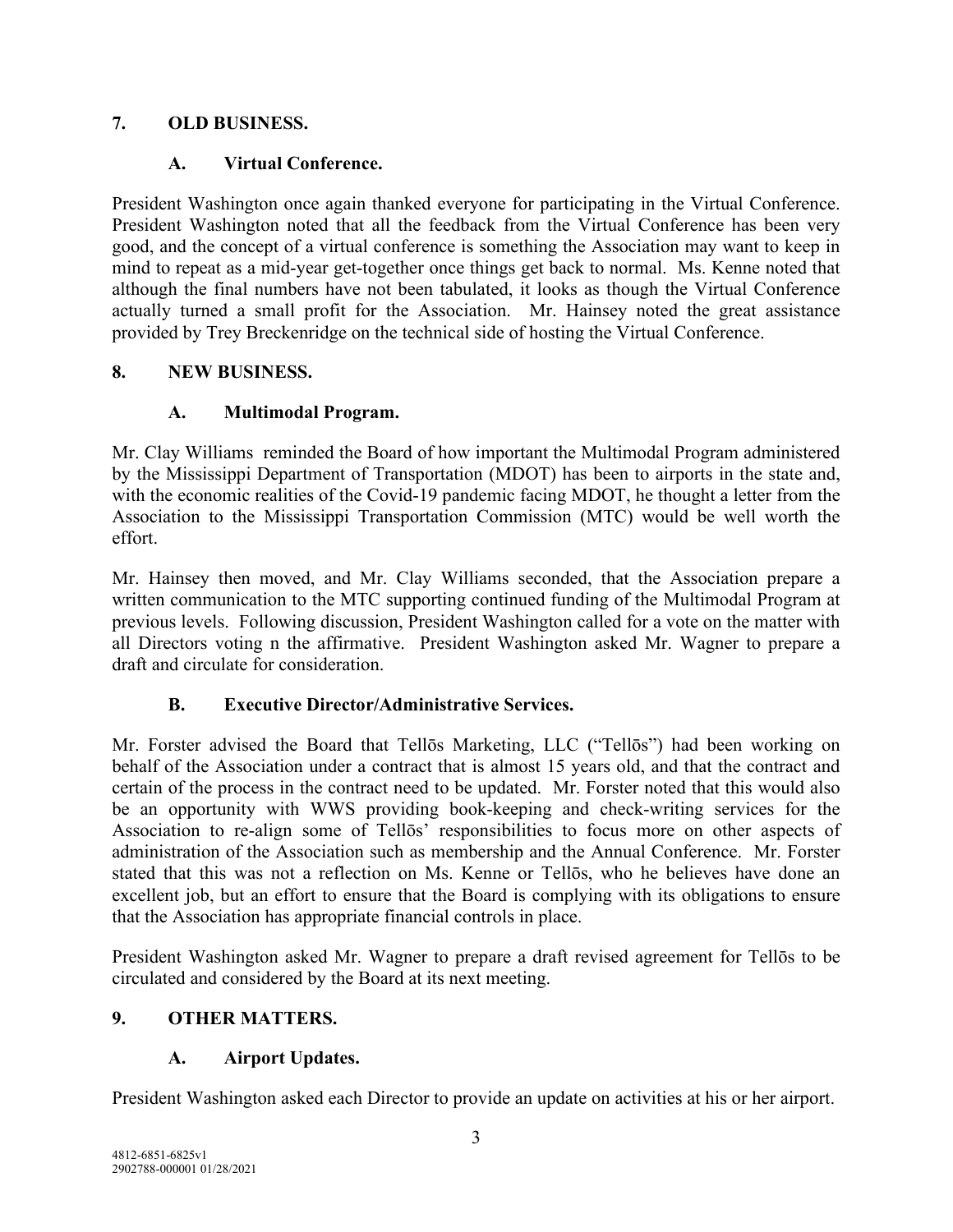## 7. OLD BUSINESS.

### A. Virtual Conference.

President Washington once again thanked everyone for participating in the Virtual Conference. President Washington noted that all the feedback from the Virtual Conference has been very good, and the concept of a virtual conference is something the Association may want to keep in mind to repeat as a mid-year get-together once things get back to normal. Ms. Kenne noted that although the final numbers have not been tabulated, it looks as though the Virtual Conference actually turned a small profit for the Association. Mr. Hainsey noted the great assistance provided by Trey Breckenridge on the technical side of hosting the Virtual Conference.

## 8. NEW BUSINESS.

### A. Multimodal Program.

Mr. Clay Williams reminded the Board of how important the Multimodal Program administered by the Mississippi Department of Transportation (MDOT) has been to airports in the state and, with the economic realities of the Covid-19 pandemic facing MDOT, he thought a letter from the Association to the Mississippi Transportation Commission (MTC) would be well worth the effort.

Mr. Hainsey then moved, and Mr. Clay Williams seconded, that the Association prepare a written communication to the MTC supporting continued funding of the Multimodal Program at previous levels. Following discussion, President Washington called for a vote on the matter with all Directors voting n the affirmative. President Washington asked Mr. Wagner to prepare a draft and circulate for consideration.

### B. Executive Director/Administrative Services.

Mr. Forster advised the Board that Tellōs Marketing, LLC ("Tellōs") had been working on behalf of the Association under a contract that is almost 15 years old, and that the contract and certain of the process in the contract need to be updated. Mr. Forster noted that this would also be an opportunity with WWS providing book-keeping and check-writing services for the Association to re-align some of Tellōs' responsibilities to focus more on other aspects of administration of the Association such as membership and the Annual Conference. Mr. Forster stated that this was not a reflection on Ms. Kenne or Tellōs, who he believes have done an excellent job, but an effort to ensure that the Board is complying with its obligations to ensure that the Association has appropriate financial controls in place.

President Washington asked Mr. Wagner to prepare a draft revised agreement for Tellōs to be circulated and considered by the Board at its next meeting.

## 9. OTHER MATTERS.

### A. Airport Updates.

President Washington asked each Director to provide an update on activities at his or her airport.

4812-6851-6825v1
2902788-000001 01/28/2021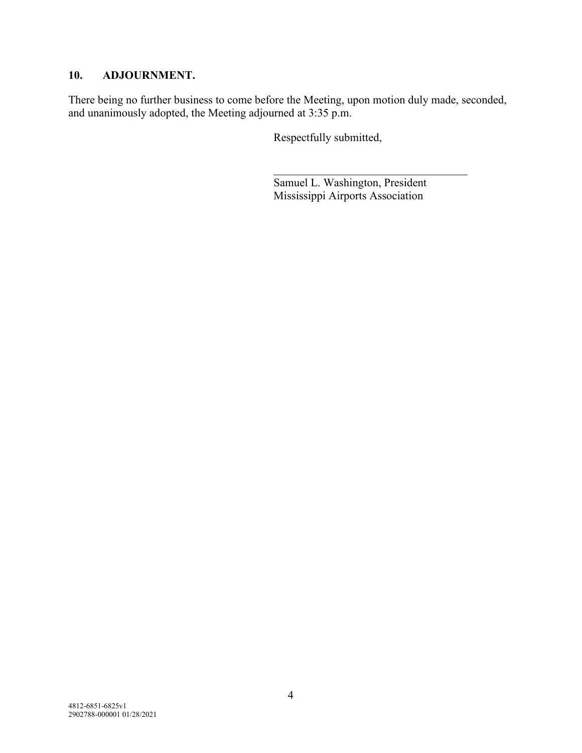## 10. ADJOURNMENT.

There being no further business to come before the Meeting, upon motion duly made, seconded, and unanimously adopted, the Meeting adjourned at 3:35 p.m.

Respectfully submitted,

\_\_\_\_\_\_\_\_\_\_\_\_\_\_\_\_\_\_\_\_\_\_\_\_\_\_\_\_\_\_\_\_\_\_

Samuel L. Washington, President
Mississippi Airports Association

4812-6851-6825v1
2902788-000001 01/28/2021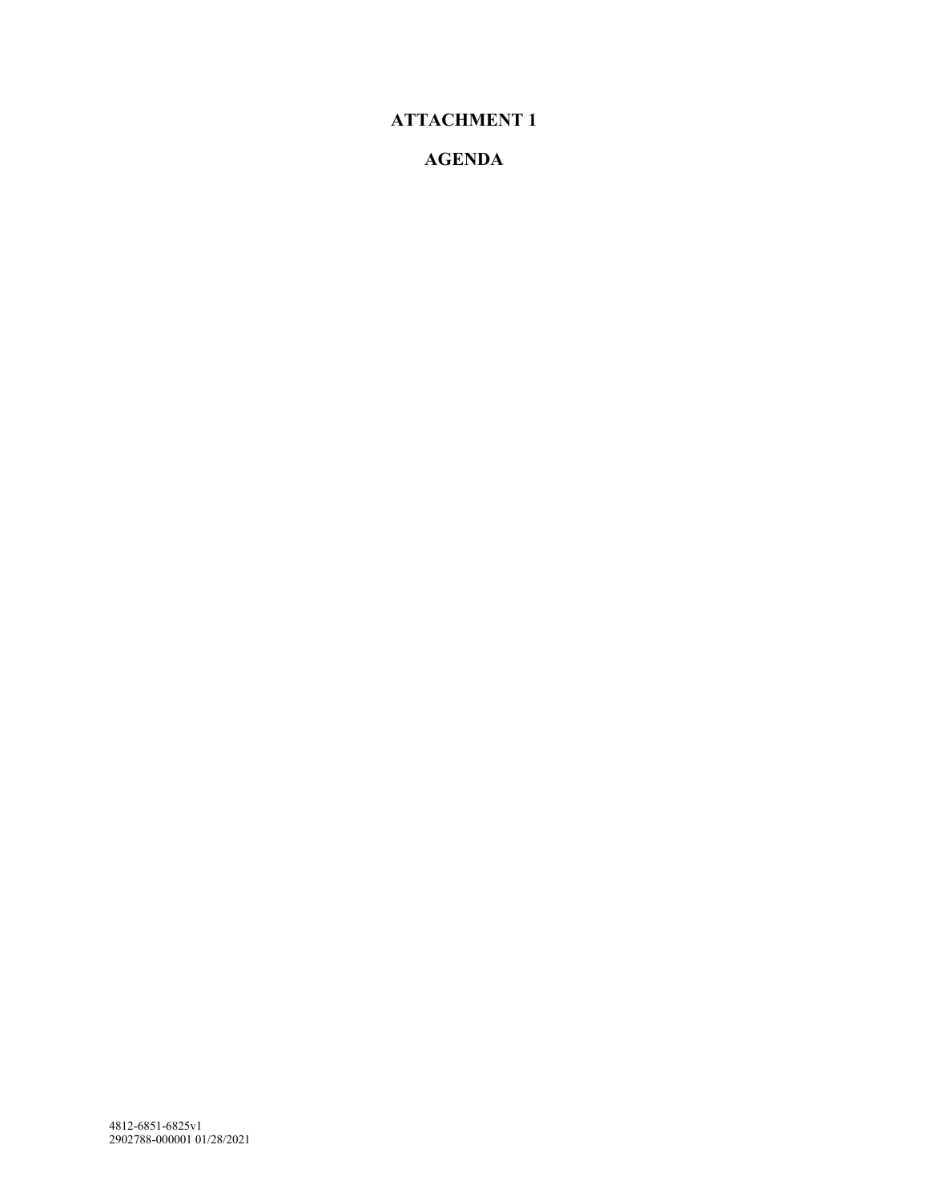# ATTACHMENT 1

# AGENDA

4812-6851-6825v1
2902788-000001 01/28/2021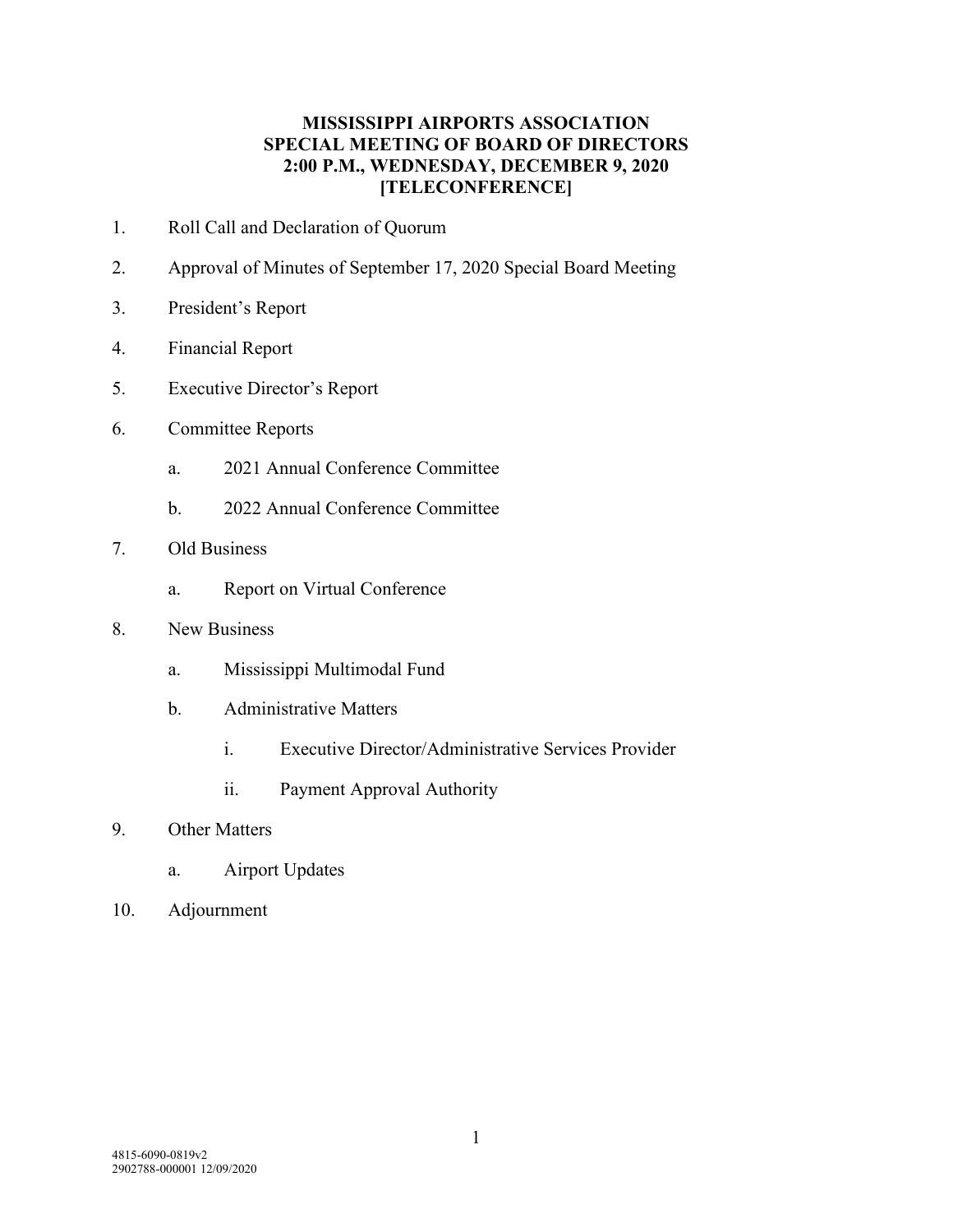# MISSISSIPPI AIRPORTS ASSOCIATION
# SPECIAL MEETING OF BOARD OF DIRECTORS
# 2:00 P.M., WEDNESDAY, DECEMBER 9, 2020
# [TELECONFERENCE]

1. Roll Call and Declaration of Quorum
2. Approval of Minutes of September 17, 2020 Special Board Meeting
3. President's Report
4. Financial Report
5. Executive Director's Report
6. Committee Reports
   - a. 2021 Annual Conference Committee
   - b. 2022 Annual Conference Committee
7. Old Business
   - a. Report on Virtual Conference
8. New Business
   - a. Mississippi Multimodal Fund
   - b. Administrative Matters
     - i. Executive Director/Administrative Services Provider
     - ii. Payment Approval Authority
9. Other Matters
   - a. Airport Updates
10. Adjournment

4815-6090-0819v2
2902788-000001 12/09/2020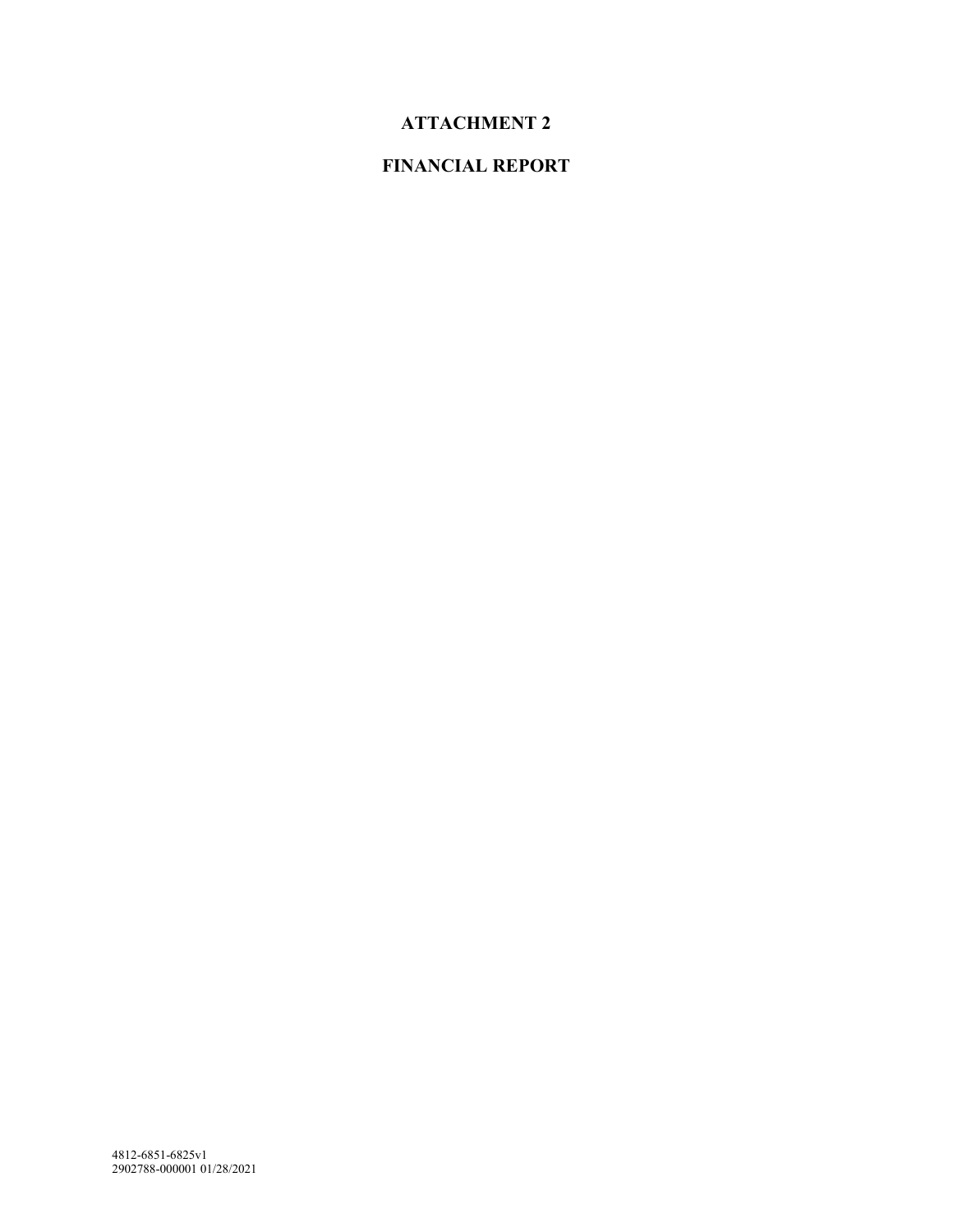# ATTACHMENT 2

# FINANCIAL REPORT

4812-6851-6825v1
2902788-000001 01/28/2021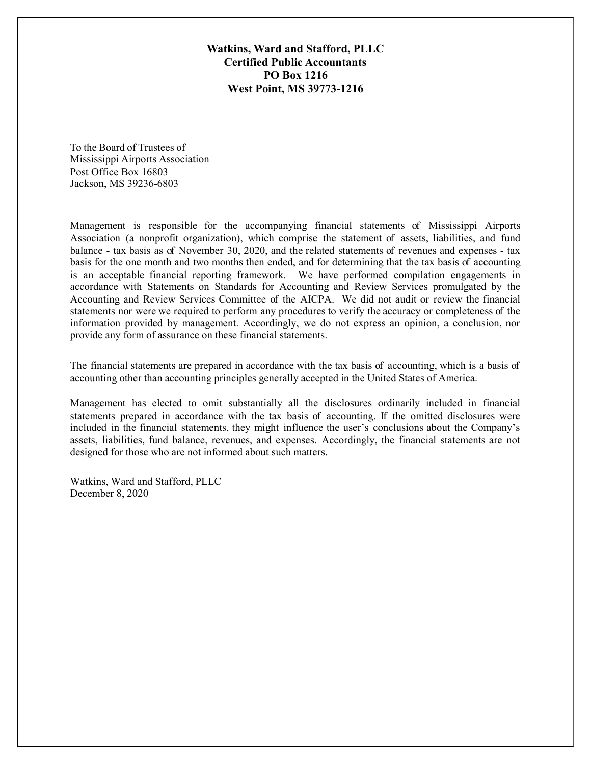**Watkins, Ward and Stafford, PLLC**
**Certified Public Accountants**
**PO Box 1216**
**West Point, MS 39773-1216**

To the Board of Trustees of
Mississippi Airports Association
Post Office Box 16803
Jackson, MS 39236-6803

Management is responsible for the accompanying financial statements of Mississippi Airports Association (a nonprofit organization), which comprise the statement of assets, liabilities, and fund balance - tax basis as of November 30, 2020, and the related statements of revenues and expenses - tax basis for the one month and two months then ended, and for determining that the tax basis of accounting is an acceptable financial reporting framework. We have performed compilation engagements in accordance with Statements on Standards for Accounting and Review Services promulgated by the Accounting and Review Services Committee of the AICPA. We did not audit or review the financial statements nor were we required to perform any procedures to verify the accuracy or completeness of the information provided by management. Accordingly, we do not express an opinion, a conclusion, nor provide any form of assurance on these financial statements.

The financial statements are prepared in accordance with the tax basis of accounting, which is a basis of accounting other than accounting principles generally accepted in the United States of America.

Management has elected to omit substantially all the disclosures ordinarily included in financial statements prepared in accordance with the tax basis of accounting. If the omitted disclosures were included in the financial statements, they might influence the user's conclusions about the Company's assets, liabilities, fund balance, revenues, and expenses. Accordingly, the financial statements are not designed for those who are not informed about such matters.

Watkins, Ward and Stafford, PLLC
December 8, 2020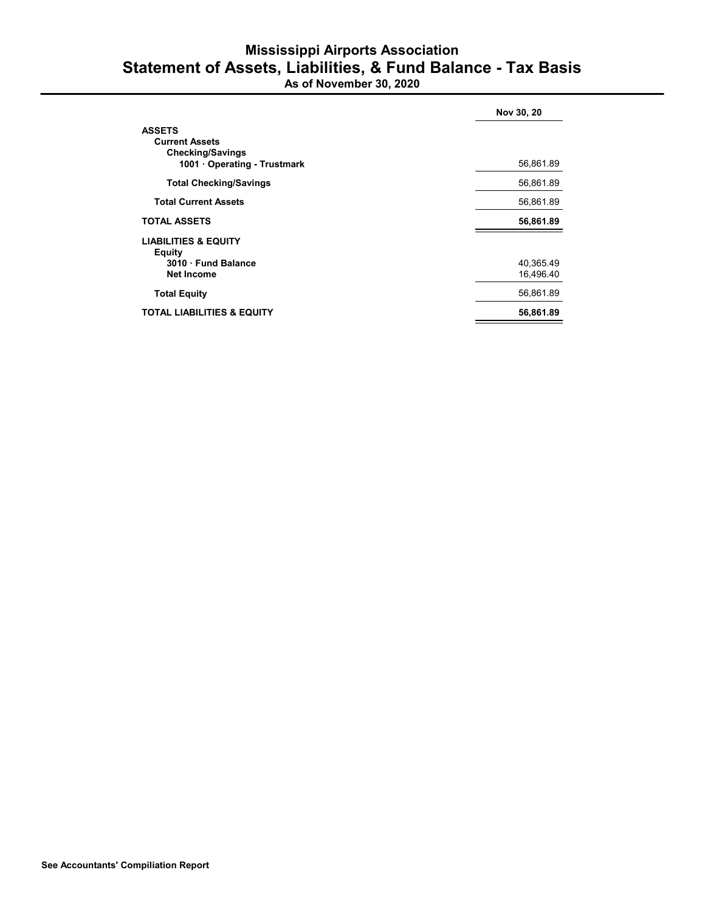# Mississippi Airports Association

## Statement of Assets, Liabilities, & Fund Balance - Tax Basis

**As of November 30, 2020**

| | Nov 30, 20 |
|---|---|
| **ASSETS** | |
| **Current Assets** | |
| **Checking/Savings** | |
| **1001 · Operating - Trustmark** | 56,861.89 |
| **Total Checking/Savings** | 56,861.89 |
| **Total Current Assets** | 56,861.89 |
| **TOTAL ASSETS** | **56,861.89** |
| **LIABILITIES & EQUITY** | |
| **Equity** | |
| **3010 · Fund Balance** | 40,365.49 |
| **Net Income** | 16,496.40 |
| **Total Equity** | 56,861.89 |
| **TOTAL LIABILITIES & EQUITY** | **56,861.89** |

**See Accountants' Compilation Report**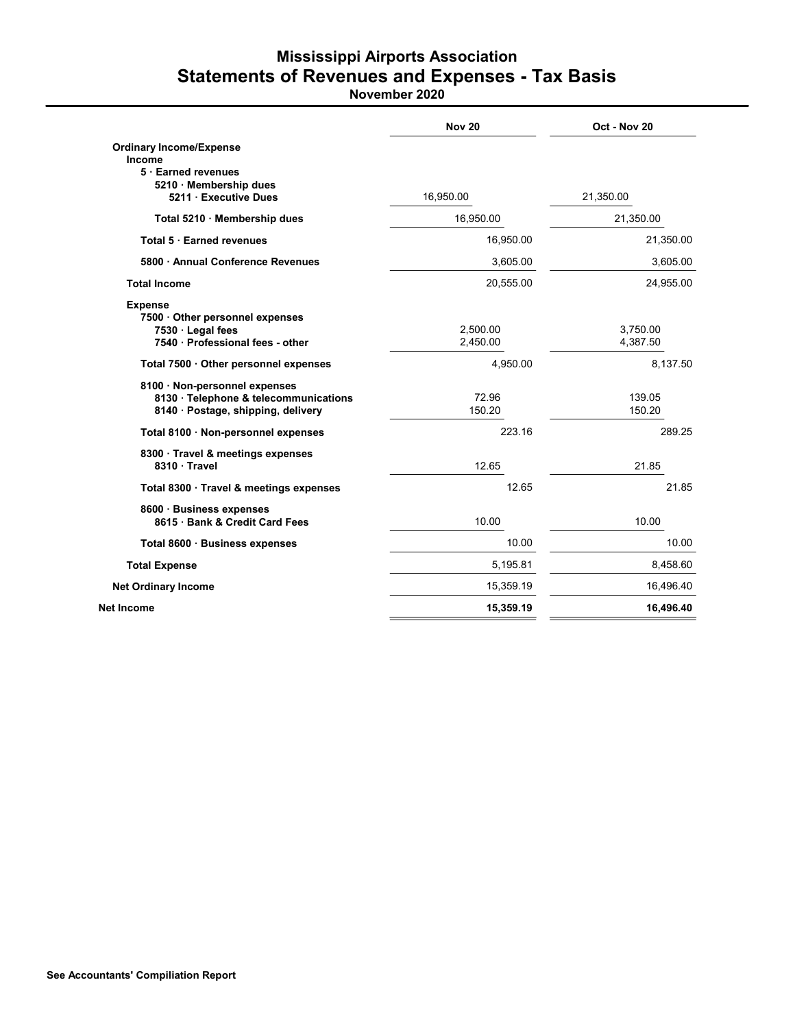# Mississippi Airports Association
## Statements of Revenues and Expenses - Tax Basis
### November 2020

| | Nov 20 | Oct - Nov 20 |
|---|---|---|
| **Ordinary Income/Expense** | | |
| **Income** | | |
| **5 · Earned revenues** | | |
| **5210 · Membership dues** | | |
| **5211 · Executive Dues** | 16,950.00 | 21,350.00 |
| **Total 5210 · Membership dues** | 16,950.00 | 21,350.00 |
| **Total 5 · Earned revenues** | 16,950.00 | 21,350.00 |
| **5800 · Annual Conference Revenues** | 3,605.00 | 3,605.00 |
| **Total Income** | 20,555.00 | 24,955.00 |
| **Expense** | | |
| **7500 · Other personnel expenses** | | |
| **7530 · Legal fees** | 2,500.00 | 3,750.00 |
| **7540 · Professional fees - other** | 2,450.00 | 4,387.50 |
| **Total 7500 · Other personnel expenses** | 4,950.00 | 8,137.50 |
| **8100 · Non-personnel expenses** | | |
| **8130 · Telephone & telecommunications** | 72.96 | 139.05 |
| **8140 · Postage, shipping, delivery** | 150.20 | 150.20 |
| **Total 8100 · Non-personnel expenses** | 223.16 | 289.25 |
| **8300 · Travel & meetings expenses** | | |
| **8310 · Travel** | 12.65 | 21.85 |
| **Total 8300 · Travel & meetings expenses** | 12.65 | 21.85 |
| **8600 · Business expenses** | | |
| **8615 · Bank & Credit Card Fees** | 10.00 | 10.00 |
| **Total 8600 · Business expenses** | 10.00 | 10.00 |
| **Total Expense** | 5,195.81 | 8,458.60 |
| **Net Ordinary Income** | 15,359.19 | 16,496.40 |
| **Net Income** | **15,359.19** | **16,496.40** |

**See Accountants' Compilation Report**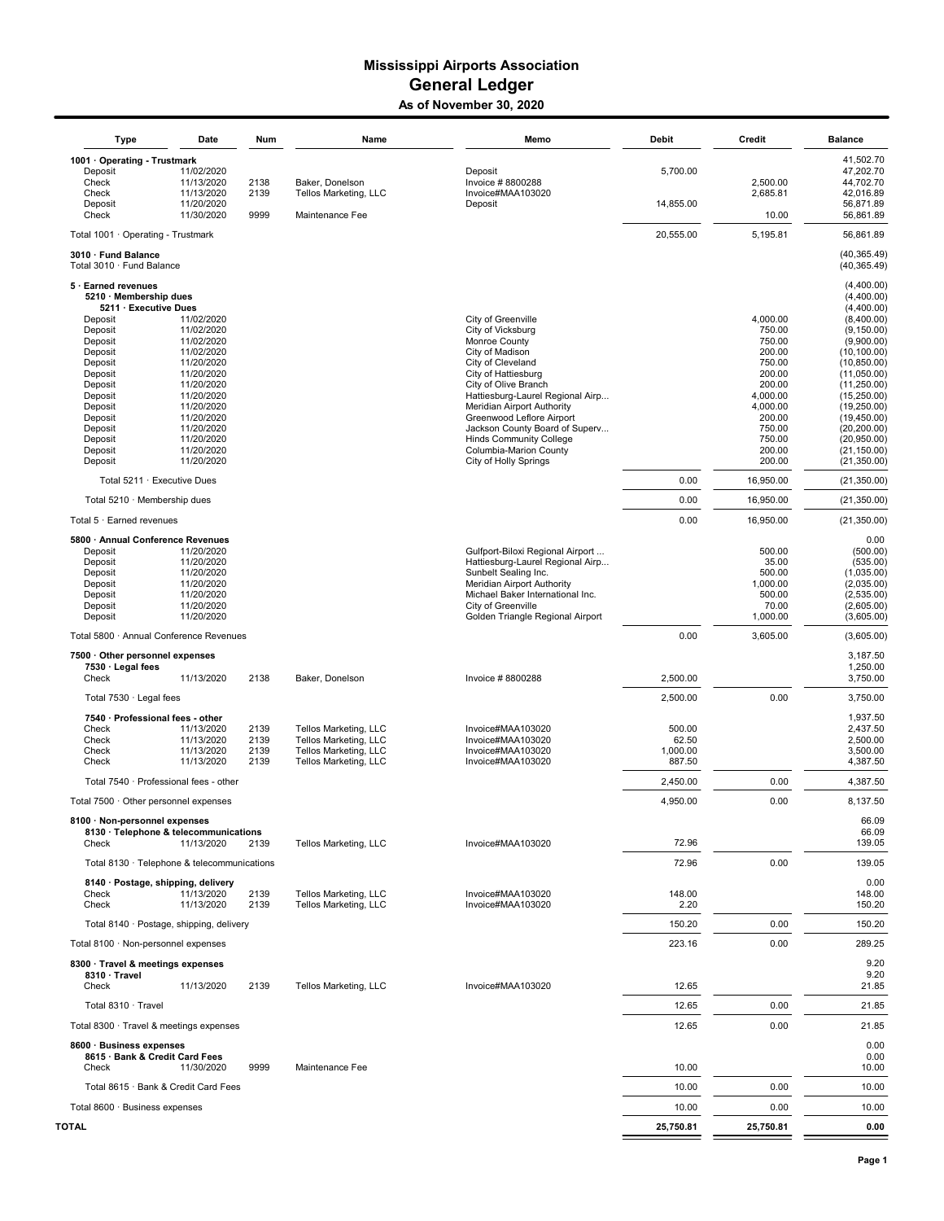# Mississippi Airports Association

## General Ledger

### As of November 30, 2020

| Type | Date | Num | Name | Memo | Debit | Credit | Balance |
|---|---|---|---|---|---|---|---|
| **1001 · Operating - Trustmark** | | | | | | | 41,502.70 |
| Deposit | 11/02/2020 | | | Deposit | 5,700.00 | | 47,202.70 |
| Check | 11/13/2020 | 2138 | Baker, Donelson | Invoice # 8800288 | | 2,500.00 | 44,702.70 |
| Check | 11/13/2020 | 2139 | Tellos Marketing, LLC | Invoice#MAA103020 | | 2,685.81 | 42,016.89 |
| Deposit | 11/20/2020 | | | Deposit | 14,855.00 | | 56,871.89 |
| Check | 11/30/2020 | 9999 | Maintenance Fee | | | 10.00 | 56,861.89 |
| Total 1001 · Operating - Trustmark | | | | | 20,555.00 | 5,195.81 | 56,861.89 |
| **3010 · Fund Balance** | | | | | | | (40,365.49) |
| Total 3010 · Fund Balance | | | | | | | (40,365.49) |
| **5 · Earned revenues** | | | | | | | (4,400.00) |
| **5210 · Membership dues** | | | | | | | (4,400.00) |
| **5211 · Executive Dues** | | | | | | | (4,400.00) |
| Deposit | 11/02/2020 | | | City of Greenville | | 4,000.00 | (8,400.00) |
| Deposit | 11/02/2020 | | | City of Vicksburg | | 750.00 | (9,150.00) |
| Deposit | 11/02/2020 | | | Monroe County | | 750.00 | (9,900.00) |
| Deposit | 11/02/2020 | | | City of Madison | | 200.00 | (10,100.00) |
| Deposit | 11/20/2020 | | | City of Cleveland | | 750.00 | (10,850.00) |
| Deposit | 11/20/2020 | | | City of Hattiesburg | | 200.00 | (11,050.00) |
| Deposit | 11/20/2020 | | | City of Olive Branch | | 200.00 | (11,250.00) |
| Deposit | 11/20/2020 | | | Hattiesburg-Laurel Regional Airp... | | 4,000.00 | (15,250.00) |
| Deposit | 11/20/2020 | | | Meridian Airport Authority | | 4,000.00 | (19,250.00) |
| Deposit | 11/20/2020 | | | Greenwood Leflore Airport | | 200.00 | (19,450.00) |
| Deposit | 11/20/2020 | | | Jackson County Board of Superv... | | 750.00 | (20,200.00) |
| Deposit | 11/20/2020 | | | Hinds Community College | | 750.00 | (20,950.00) |
| Deposit | 11/20/2020 | | | Columbia-Marion County | | 200.00 | (21,150.00) |
| Deposit | 11/20/2020 | | | City of Holly Springs | | 200.00 | (21,350.00) |
| Total 5211 · Executive Dues | | | | | 0.00 | 16,950.00 | (21,350.00) |
| Total 5210 · Membership dues | | | | | 0.00 | 16,950.00 | (21,350.00) |
| Total 5 · Earned revenues | | | | | 0.00 | 16,950.00 | (21,350.00) |
| **5800 · Annual Conference Revenues** | | | | | | | 0.00 |
| Deposit | 11/20/2020 | | | Gulfport-Biloxi Regional Airport ... | | 500.00 | (500.00) |
| Deposit | 11/20/2020 | | | Hattiesburg-Laurel Regional Airp... | | 35.00 | (535.00) |
| Deposit | 11/20/2020 | | | Sunbelt Sealing Inc. | | 500.00 | (1,035.00) |
| Deposit | 11/20/2020 | | | Meridian Airport Authority | | 1,000.00 | (2,035.00) |
| Deposit | 11/20/2020 | | | Michael Baker International Inc. | | 500.00 | (2,535.00) |
| Deposit | 11/20/2020 | | | City of Greenville | | 70.00 | (2,605.00) |
| Deposit | 11/20/2020 | | | Golden Triangle Regional Airport | | 1,000.00 | (3,605.00) |
| Total 5800 · Annual Conference Revenues | | | | | 0.00 | 3,605.00 | (3,605.00) |
| **7500 · Other personnel expenses** | | | | | | | 3,187.50 |
| **7530 · Legal fees** | | | | | | | 1,250.00 |
| Check | 11/13/2020 | 2138 | Baker, Donelson | Invoice # 8800288 | 2,500.00 | | 3,750.00 |
| Total 7530 · Legal fees | | | | | 2,500.00 | 0.00 | 3,750.00 |
| **7540 · Professional fees - other** | | | | | | | 1,937.50 |
| Check | 11/13/2020 | 2139 | Tellos Marketing, LLC | Invoice#MAA103020 | 500.00 | | 2,437.50 |
| Check | 11/13/2020 | 2139 | Tellos Marketing, LLC | Invoice#MAA103020 | 62.50 | | 2,500.00 |
| Check | 11/13/2020 | 2139 | Tellos Marketing, LLC | Invoice#MAA103020 | 1,000.00 | | 3,500.00 |
| Check | 11/13/2020 | 2139 | Tellos Marketing, LLC | Invoice#MAA103020 | 887.50 | | 4,387.50 |
| Total 7540 · Professional fees - other | | | | | 2,450.00 | 0.00 | 4,387.50 |
| Total 7500 · Other personnel expenses | | | | | 4,950.00 | 0.00 | 8,137.50 |
| **8100 · Non-personnel expenses** | | | | | | | 66.09 |
| **8130 · Telephone & telecommunications** | | | | | | | 66.09 |
| Check | 11/13/2020 | 2139 | Tellos Marketing, LLC | Invoice#MAA103020 | 72.96 | | 139.05 |
| Total 8130 · Telephone & telecommunications | | | | | 72.96 | 0.00 | 139.05 |
| **8140 · Postage, shipping, delivery** | | | | | | | 0.00 |
| Check | 11/13/2020 | 2139 | Tellos Marketing, LLC | Invoice#MAA103020 | 148.00 | | 148.00 |
| Check | 11/13/2020 | 2139 | Tellos Marketing, LLC | Invoice#MAA103020 | 2.20 | | 150.20 |
| Total 8140 · Postage, shipping, delivery | | | | | 150.20 | 0.00 | 150.20 |
| Total 8100 · Non-personnel expenses | | | | | 223.16 | 0.00 | 289.25 |
| **8300 · Travel & meetings expenses** | | | | | | | 9.20 |
| **8310 · Travel** | | | | | | | 9.20 |
| Check | 11/13/2020 | 2139 | Tellos Marketing, LLC | Invoice#MAA103020 | 12.65 | | 21.85 |
| Total 8310 · Travel | | | | | 12.65 | 0.00 | 21.85 |
| Total 8300 · Travel & meetings expenses | | | | | 12.65 | 0.00 | 21.85 |
| **8600 · Business expenses** | | | | | | | 0.00 |
| **8615 · Bank & Credit Card Fees** | | | | | | | 0.00 |
| Check | 11/30/2020 | 9999 | Maintenance Fee | | 10.00 | | 10.00 |
| Total 8615 · Bank & Credit Card Fees | | | | | 10.00 | 0.00 | 10.00 |
| Total 8600 · Business expenses | | | | | 10.00 | 0.00 | 10.00 |
| **TOTAL** | | | | | **25,750.81** | **25,750.81** | **0.00** |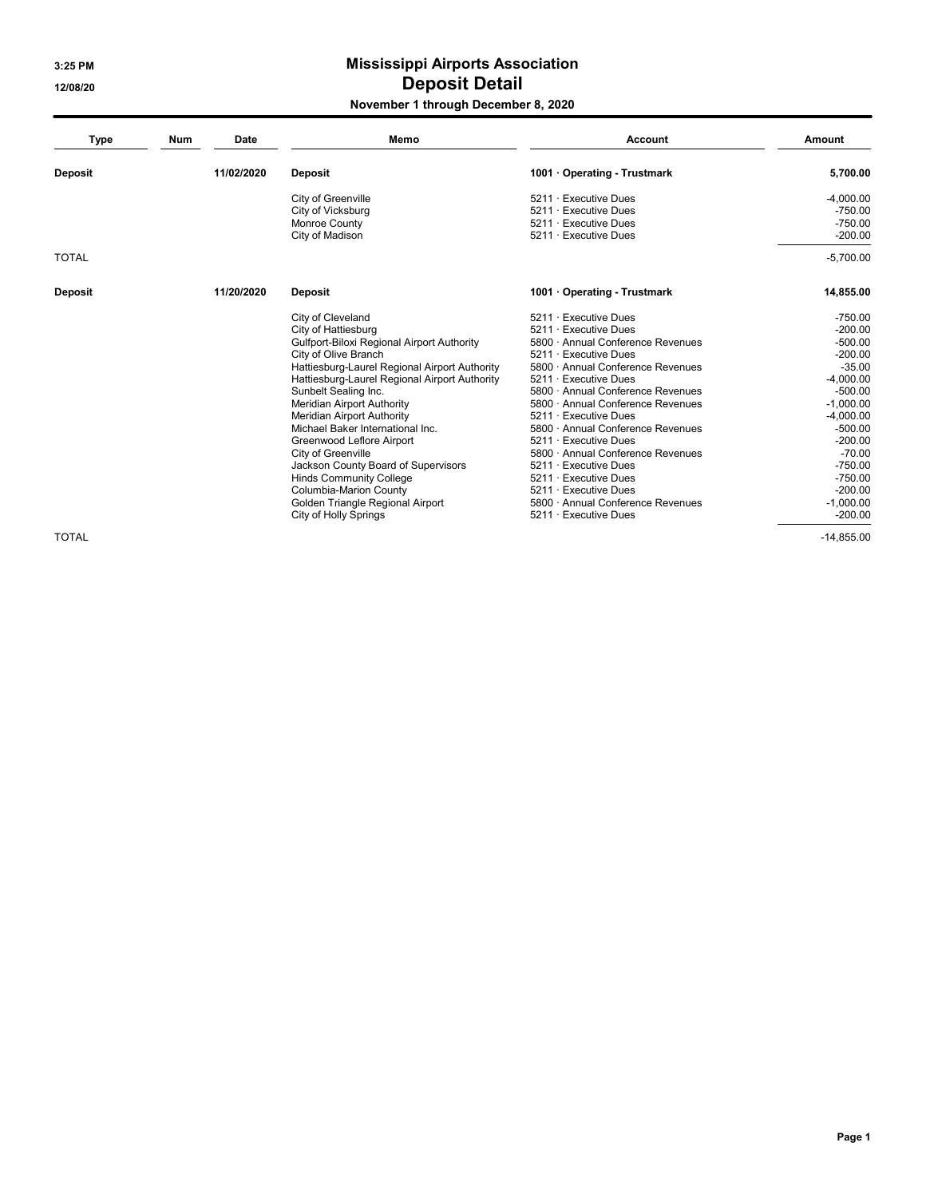# Mississippi Airports Association

## Deposit Detail

### November 1 through December 8, 2020

| Type | Num | Date | Memo | Account | Amount |
|---|---|---|---|---|---|
| **Deposit** | | **11/02/2020** | **Deposit** | **1001 · Operating - Trustmark** | **5,700.00** |
| | | | City of Greenville | 5211 · Executive Dues | -4,000.00 |
| | | | City of Vicksburg | 5211 · Executive Dues | -750.00 |
| | | | Monroe County | 5211 · Executive Dues | -750.00 |
| | | | City of Madison | 5211 · Executive Dues | -200.00 |
| TOTAL | | | | | -5,700.00 |
| **Deposit** | | **11/20/2020** | **Deposit** | **1001 · Operating - Trustmark** | **14,855.00** |
| | | | City of Cleveland | 5211 · Executive Dues | -750.00 |
| | | | City of Hattiesburg | 5211 · Executive Dues | -200.00 |
| | | | Gulfport-Biloxi Regional Airport Authority | 5800 · Annual Conference Revenues | -500.00 |
| | | | City of Olive Branch | 5211 · Executive Dues | -200.00 |
| | | | Hattiesburg-Laurel Regional Airport Authority | 5800 · Annual Conference Revenues | -35.00 |
| | | | Hattiesburg-Laurel Regional Airport Authority | 5211 · Executive Dues | -4,000.00 |
| | | | Sunbelt Sealing Inc. | 5800 · Annual Conference Revenues | -500.00 |
| | | | Meridian Airport Authority | 5800 · Annual Conference Revenues | -1,000.00 |
| | | | Meridian Airport Authority | 5211 · Executive Dues | -4,000.00 |
| | | | Michael Baker International Inc. | 5800 · Annual Conference Revenues | -500.00 |
| | | | Greenwood Leflore Airport | 5211 · Executive Dues | -200.00 |
| | | | City of Greenville | 5800 · Annual Conference Revenues | -70.00 |
| | | | Jackson County Board of Supervisors | 5211 · Executive Dues | -750.00 |
| | | | Hinds Community College | 5211 · Executive Dues | -750.00 |
| | | | Columbia-Marion County | 5211 · Executive Dues | -200.00 |
| | | | Golden Triangle Regional Airport | 5800 · Annual Conference Revenues | -1,000.00 |
| | | | City of Holly Springs | 5211 · Executive Dues | -200.00 |
| TOTAL | | | | | -14,855.00 |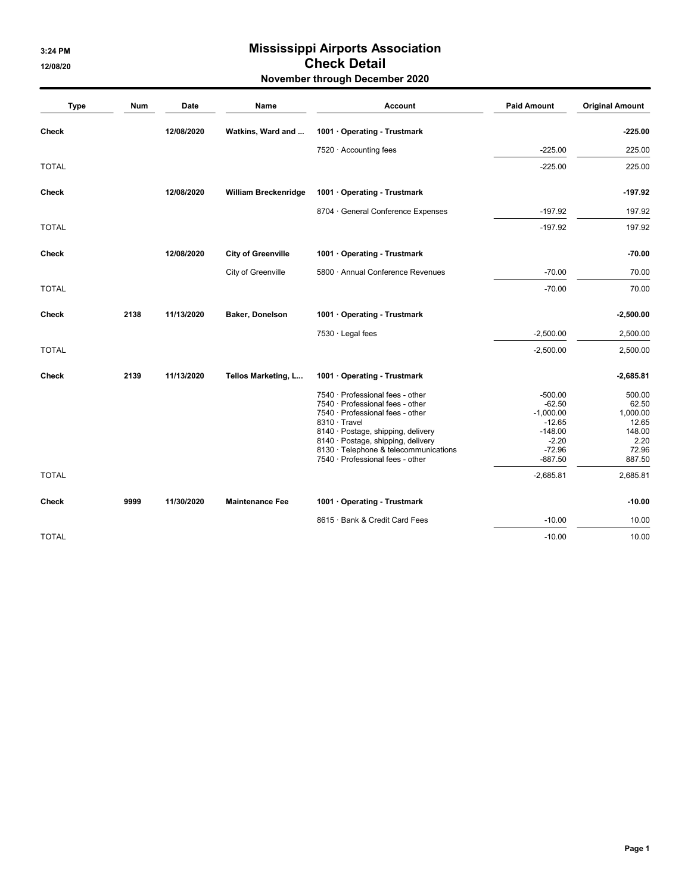3:24 PM

12/08/20

# Mississippi Airports Association
## Check Detail
### November through December 2020

| Type | Num | Date | Name | Account | Paid Amount | Original Amount |
|---|---|---|---|---|---|---|
| **Check** | | **12/08/2020** | **Watkins, Ward and ...** | **1001 · Operating - Trustmark** | | **-225.00** |
| | | | | 7520 · Accounting fees | -225.00 | 225.00 |
| TOTAL | | | | | -225.00 | 225.00 |
| **Check** | | **12/08/2020** | **William Breckenridge** | **1001 · Operating - Trustmark** | | **-197.92** |
| | | | | 8704 · General Conference Expenses | -197.92 | 197.92 |
| TOTAL | | | | | -197.92 | 197.92 |
| **Check** | | **12/08/2020** | **City of Greenville** | **1001 · Operating - Trustmark** | | **-70.00** |
| | | | City of Greenville | 5800 · Annual Conference Revenues | -70.00 | 70.00 |
| TOTAL | | | | | -70.00 | 70.00 |
| **Check** | **2138** | **11/13/2020** | **Baker, Donelson** | **1001 · Operating - Trustmark** | | **-2,500.00** |
| | | | | 7530 · Legal fees | -2,500.00 | 2,500.00 |
| TOTAL | | | | | -2,500.00 | 2,500.00 |
| **Check** | **2139** | **11/13/2020** | **Tellos Marketing, L...** | **1001 · Operating - Trustmark** | | **-2,685.81** |
| | | | | 7540 · Professional fees - other | -500.00 | 500.00 |
| | | | | 7540 · Professional fees - other | -62.50 | 62.50 |
| | | | | 7540 · Professional fees - other | -1,000.00 | 1,000.00 |
| | | | | 8310 · Travel | -12.65 | 12.65 |
| | | | | 8140 · Postage, shipping, delivery | -148.00 | 148.00 |
| | | | | 8140 · Postage, shipping, delivery | -2.20 | 2.20 |
| | | | | 8130 · Telephone & telecommunications | -72.96 | 72.96 |
| | | | | 7540 · Professional fees - other | -887.50 | 887.50 |
| TOTAL | | | | | -2,685.81 | 2,685.81 |
| **Check** | **9999** | **11/30/2020** | **Maintenance Fee** | **1001 · Operating - Trustmark** | | **-10.00** |
| | | | | 8615 · Bank & Credit Card Fees | -10.00 | 10.00 |
| TOTAL | | | | | -10.00 | 10.00 |